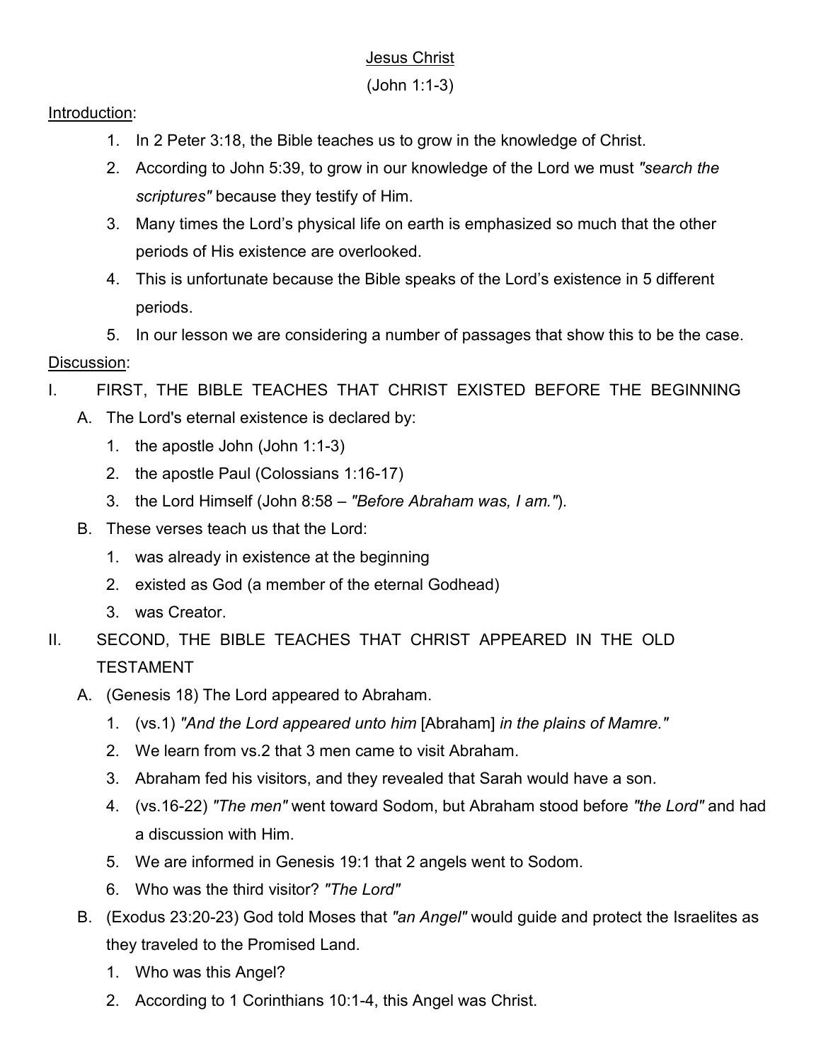# Jesus Christ

(John 1:1-3)

Introduction:

1. In 2 Peter 3:18, the Bible teaches us to grow in the knowledge of Christ.
2. According to John 5:39, to grow in our knowledge of the Lord we must *"search the scriptures"* because they testify of Him.
3. Many times the Lord's physical life on earth is emphasized so much that the other periods of His existence are overlooked.
4. This is unfortunate because the Bible speaks of the Lord's existence in 5 different periods.
5. In our lesson we are considering a number of passages that show this to be the case.

Discussion:

I. FIRST, THE BIBLE TEACHES THAT CHRIST EXISTED BEFORE THE BEGINNING

- A. The Lord's eternal existence is declared by:
  1. the apostle John (John 1:1-3)
  2. the apostle Paul (Colossians 1:16-17)
  3. the Lord Himself (John 8:58 – *"Before Abraham was, I am."*).
- B. These verses teach us that the Lord:
  1. was already in existence at the beginning
  2. existed as God (a member of the eternal Godhead)
  3. was Creator.

II. SECOND, THE BIBLE TEACHES THAT CHRIST APPEARED IN THE OLD TESTAMENT

- A. (Genesis 18) The Lord appeared to Abraham.
  1. (vs.1) *"And the Lord appeared unto him* [Abraham] *in the plains of Mamre."*
  2. We learn from vs.2 that 3 men came to visit Abraham.
  3. Abraham fed his visitors, and they revealed that Sarah would have a son.
  4. (vs.16-22) *"The men"* went toward Sodom, but Abraham stood before *"the Lord"* and had a discussion with Him.
  5. We are informed in Genesis 19:1 that 2 angels went to Sodom.
  6. Who was the third visitor? *"The Lord"*
- B. (Exodus 23:20-23) God told Moses that *"an Angel"* would guide and protect the Israelites as they traveled to the Promised Land.
  1. Who was this Angel?
  2. According to 1 Corinthians 10:1-4, this Angel was Christ.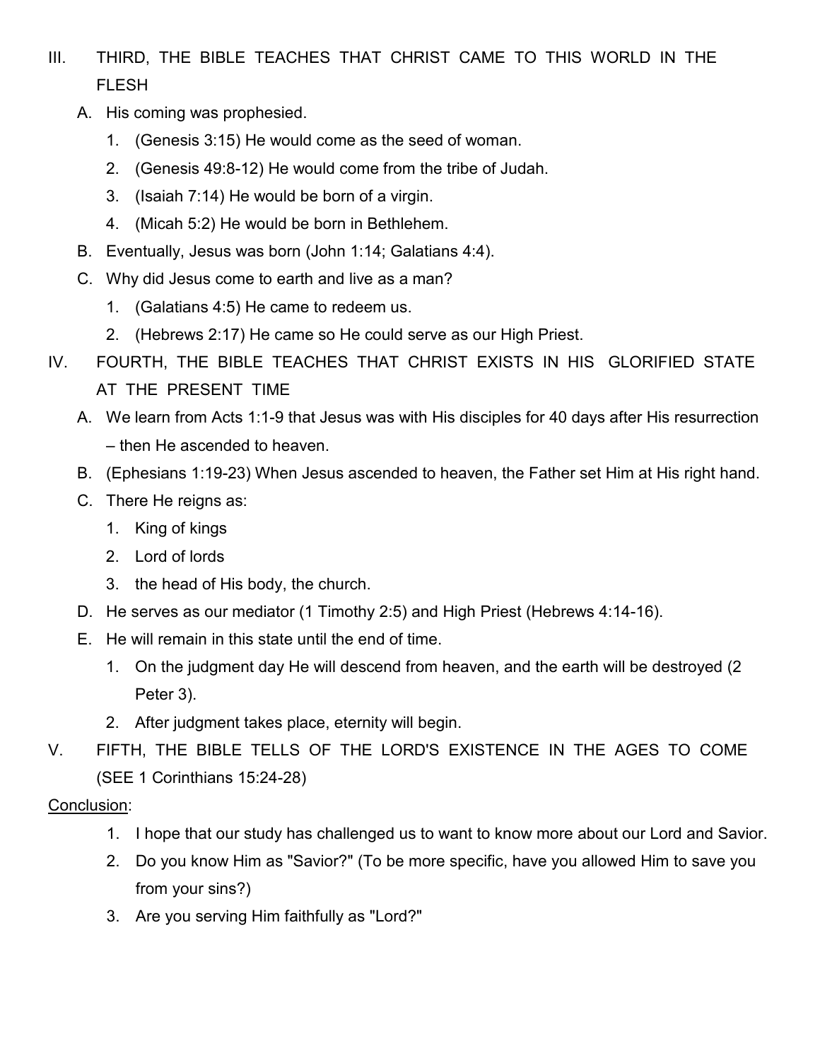III. THIRD, THE BIBLE TEACHES THAT CHRIST CAME TO THIS WORLD IN THE FLESH

A. His coming was prophesied.

1. (Genesis 3:15) He would come as the seed of woman.
2. (Genesis 49:8-12) He would come from the tribe of Judah.
3. (Isaiah 7:14) He would be born of a virgin.
4. (Micah 5:2) He would be born in Bethlehem.

B. Eventually, Jesus was born (John 1:14; Galatians 4:4).

C. Why did Jesus come to earth and live as a man?

1. (Galatians 4:5) He came to redeem us.
2. (Hebrews 2:17) He came so He could serve as our High Priest.

IV. FOURTH, THE BIBLE TEACHES THAT CHRIST EXISTS IN HIS GLORIFIED STATE AT THE PRESENT TIME

A. We learn from Acts 1:1-9 that Jesus was with His disciples for 40 days after His resurrection – then He ascended to heaven.

B. (Ephesians 1:19-23) When Jesus ascended to heaven, the Father set Him at His right hand.

C. There He reigns as:

1. King of kings
2. Lord of lords
3. the head of His body, the church.

D. He serves as our mediator (1 Timothy 2:5) and High Priest (Hebrews 4:14-16).

E. He will remain in this state until the end of time.

1. On the judgment day He will descend from heaven, and the earth will be destroyed (2 Peter 3).
2. After judgment takes place, eternity will begin.

V. FIFTH, THE BIBLE TELLS OF THE LORD'S EXISTENCE IN THE AGES TO COME (SEE 1 Corinthians 15:24-28)

<u>Conclusion</u>:

1. I hope that our study has challenged us to want to know more about our Lord and Savior.
2. Do you know Him as "Savior?" (To be more specific, have you allowed Him to save you from your sins?)
3. Are you serving Him faithfully as "Lord?"